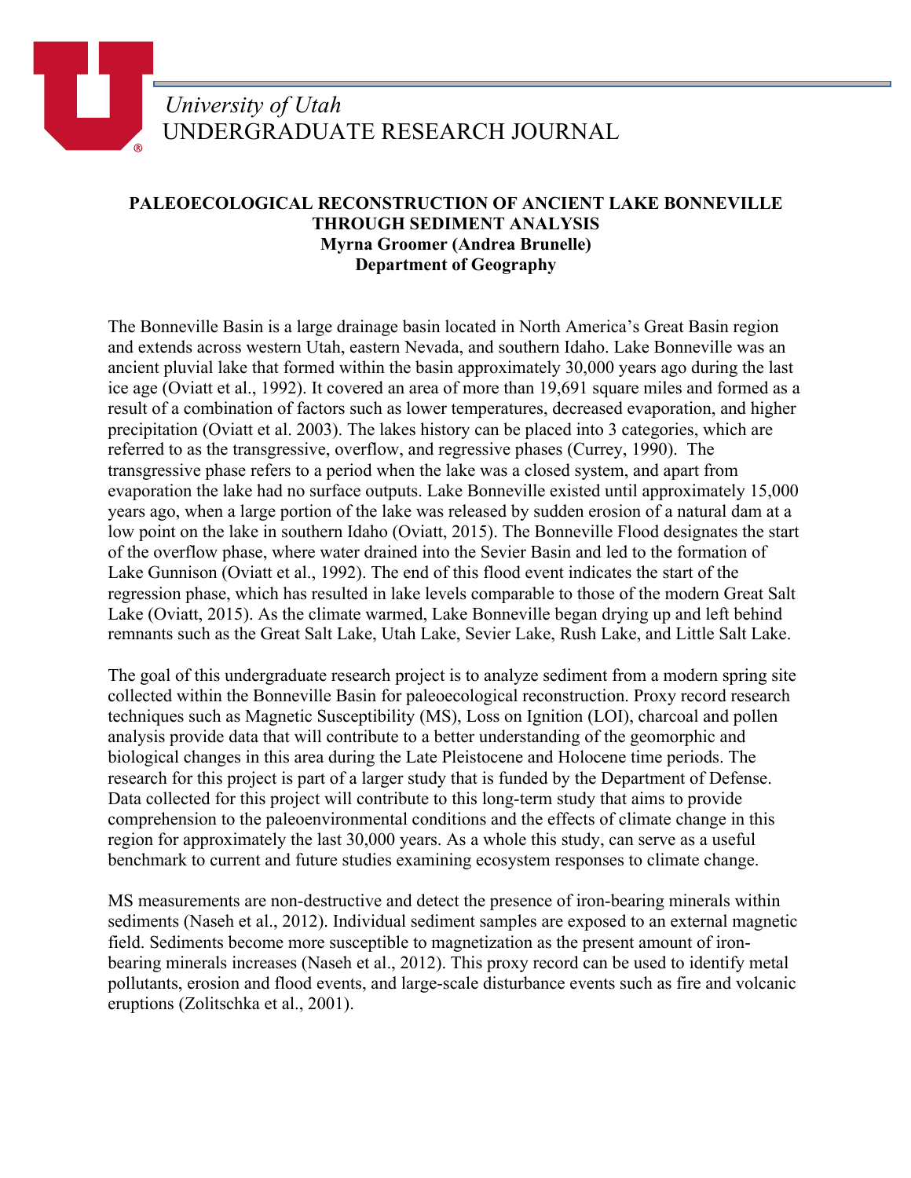*University of Utah*
UNDERGRADUATE RESEARCH JOURNAL

# PALEOECOLOGICAL RECONSTRUCTION OF ANCIENT LAKE BONNEVILLE THROUGH SEDIMENT ANALYSIS

**Myrna Groomer (Andrea Brunelle)**
**Department of Geography**

The Bonneville Basin is a large drainage basin located in North America's Great Basin region and extends across western Utah, eastern Nevada, and southern Idaho. Lake Bonneville was an ancient pluvial lake that formed within the basin approximately 30,000 years ago during the last ice age (Oviatt et al., 1992). It covered an area of more than 19,691 square miles and formed as a result of a combination of factors such as lower temperatures, decreased evaporation, and higher precipitation (Oviatt et al. 2003). The lakes history can be placed into 3 categories, which are referred to as the transgressive, overflow, and regressive phases (Currey, 1990). The transgressive phase refers to a period when the lake was a closed system, and apart from evaporation the lake had no surface outputs. Lake Bonneville existed until approximately 15,000 years ago, when a large portion of the lake was released by sudden erosion of a natural dam at a low point on the lake in southern Idaho (Oviatt, 2015). The Bonneville Flood designates the start of the overflow phase, where water drained into the Sevier Basin and led to the formation of Lake Gunnison (Oviatt et al., 1992). The end of this flood event indicates the start of the regression phase, which has resulted in lake levels comparable to those of the modern Great Salt Lake (Oviatt, 2015). As the climate warmed, Lake Bonneville began drying up and left behind remnants such as the Great Salt Lake, Utah Lake, Sevier Lake, Rush Lake, and Little Salt Lake.

The goal of this undergraduate research project is to analyze sediment from a modern spring site collected within the Bonneville Basin for paleoecological reconstruction. Proxy record research techniques such as Magnetic Susceptibility (MS), Loss on Ignition (LOI), charcoal and pollen analysis provide data that will contribute to a better understanding of the geomorphic and biological changes in this area during the Late Pleistocene and Holocene time periods. The research for this project is part of a larger study that is funded by the Department of Defense. Data collected for this project will contribute to this long-term study that aims to provide comprehension to the paleoenvironmental conditions and the effects of climate change in this region for approximately the last 30,000 years. As a whole this study, can serve as a useful benchmark to current and future studies examining ecosystem responses to climate change.

MS measurements are non-destructive and detect the presence of iron-bearing minerals within sediments (Naseh et al., 2012). Individual sediment samples are exposed to an external magnetic field. Sediments become more susceptible to magnetization as the present amount of iron-bearing minerals increases (Naseh et al., 2012). This proxy record can be used to identify metal pollutants, erosion and flood events, and large-scale disturbance events such as fire and volcanic eruptions (Zolitschka et al., 2001).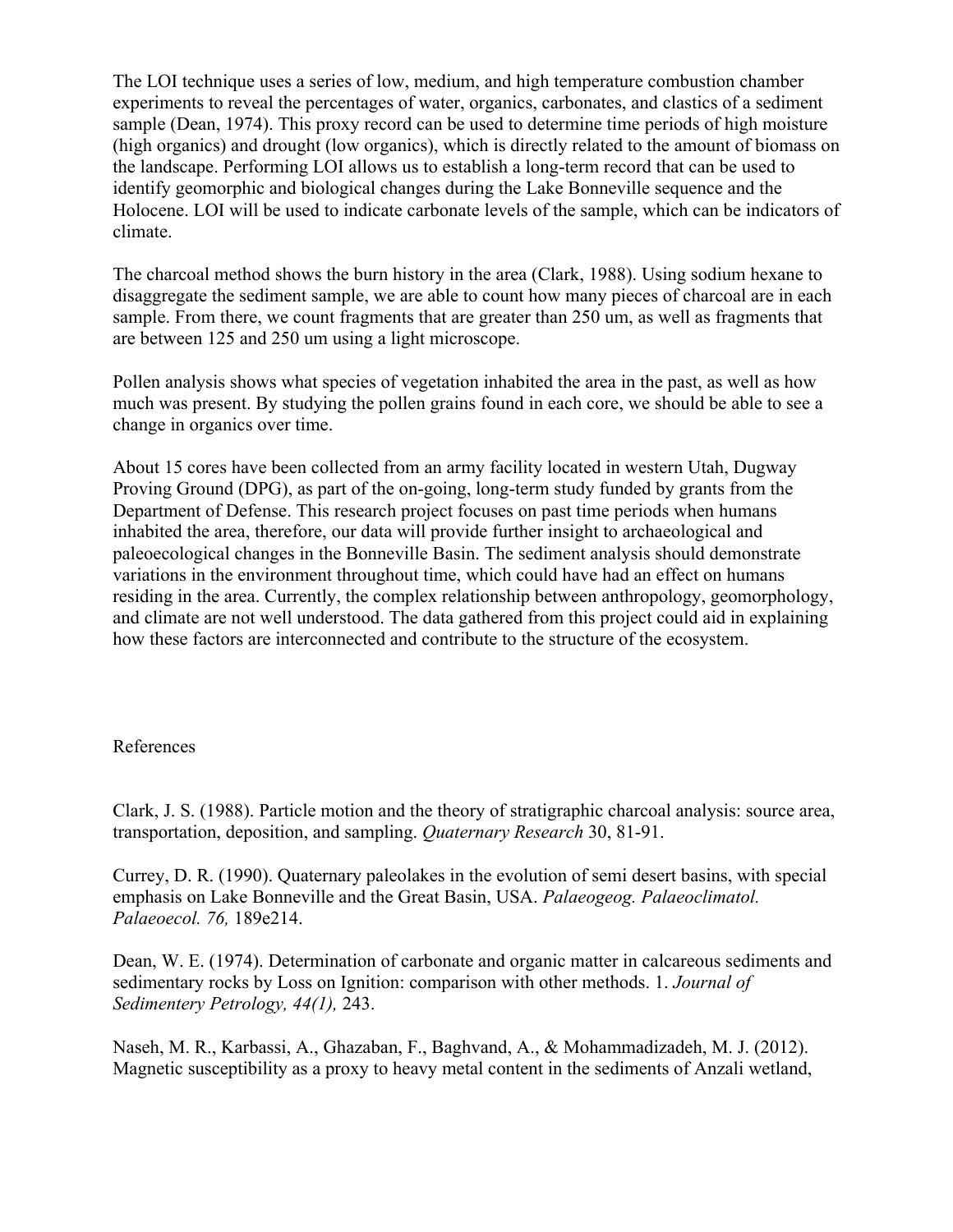The LOI technique uses a series of low, medium, and high temperature combustion chamber experiments to reveal the percentages of water, organics, carbonates, and clastics of a sediment sample (Dean, 1974). This proxy record can be used to determine time periods of high moisture (high organics) and drought (low organics), which is directly related to the amount of biomass on the landscape. Performing LOI allows us to establish a long-term record that can be used to identify geomorphic and biological changes during the Lake Bonneville sequence and the Holocene. LOI will be used to indicate carbonate levels of the sample, which can be indicators of climate.

The charcoal method shows the burn history in the area (Clark, 1988). Using sodium hexane to disaggregate the sediment sample, we are able to count how many pieces of charcoal are in each sample. From there, we count fragments that are greater than 250 um, as well as fragments that are between 125 and 250 um using a light microscope.

Pollen analysis shows what species of vegetation inhabited the area in the past, as well as how much was present. By studying the pollen grains found in each core, we should be able to see a change in organics over time.

About 15 cores have been collected from an army facility located in western Utah, Dugway Proving Ground (DPG), as part of the on-going, long-term study funded by grants from the Department of Defense. This research project focuses on past time periods when humans inhabited the area, therefore, our data will provide further insight to archaeological and paleoecological changes in the Bonneville Basin. The sediment analysis should demonstrate variations in the environment throughout time, which could have had an effect on humans residing in the area. Currently, the complex relationship between anthropology, geomorphology, and climate are not well understood. The data gathered from this project could aid in explaining how these factors are interconnected and contribute to the structure of the ecosystem.

## References

Clark, J. S. (1988). Particle motion and the theory of stratigraphic charcoal analysis: source area, transportation, deposition, and sampling. *Quaternary Research* 30, 81-91.

Currey, D. R. (1990). Quaternary paleolakes in the evolution of semi desert basins, with special emphasis on Lake Bonneville and the Great Basin, USA. *Palaeogeog. Palaeoclimatol. Palaeoecol. 76,* 189e214.

Dean, W. E. (1974). Determination of carbonate and organic matter in calcareous sediments and sedimentary rocks by Loss on Ignition: comparison with other methods. 1. *Journal of Sedimentery Petrology, 44(1),* 243.

Naseh, M. R., Karbassi, A., Ghazaban, F., Baghvand, A., & Mohammadizadeh, M. J. (2012). Magnetic susceptibility as a proxy to heavy metal content in the sediments of Anzali wetland,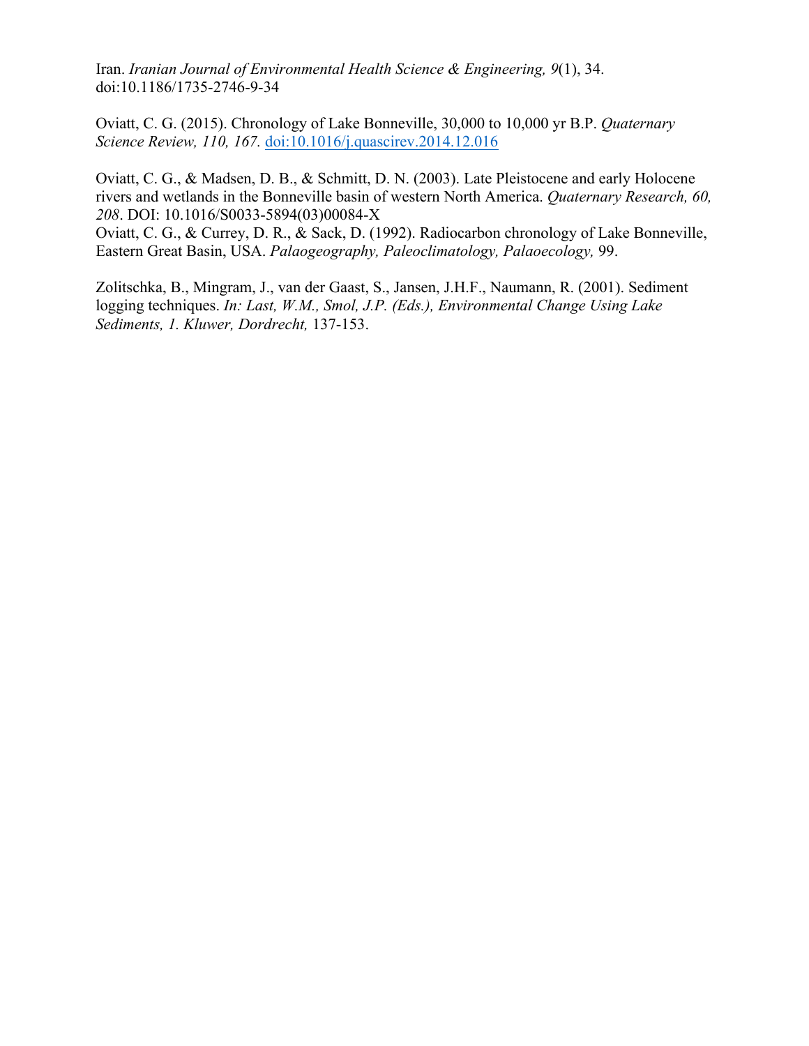Iran. *Iranian Journal of Environmental Health Science & Engineering, 9*(1), 34. doi:10.1186/1735-2746-9-34

Oviatt, C. G. (2015). Chronology of Lake Bonneville, 30,000 to 10,000 yr B.P. *Quaternary Science Review, 110, 167.* doi:10.1016/j.quascirev.2014.12.016

Oviatt, C. G., & Madsen, D. B., & Schmitt, D. N. (2003). Late Pleistocene and early Holocene rivers and wetlands in the Bonneville basin of western North America. *Quaternary Research, 60, 208*. DOI: 10.1016/S0033-5894(03)00084-X

Oviatt, C. G., & Currey, D. R., & Sack, D. (1992). Radiocarbon chronology of Lake Bonneville, Eastern Great Basin, USA. *Palaogeography, Paleoclimatology, Palaoecology,* 99.

Zolitschka, B., Mingram, J., van der Gaast, S., Jansen, J.H.F., Naumann, R. (2001). Sediment logging techniques. *In: Last, W.M., Smol, J.P. (Eds.), Environmental Change Using Lake Sediments, 1. Kluwer, Dordrecht,* 137-153.